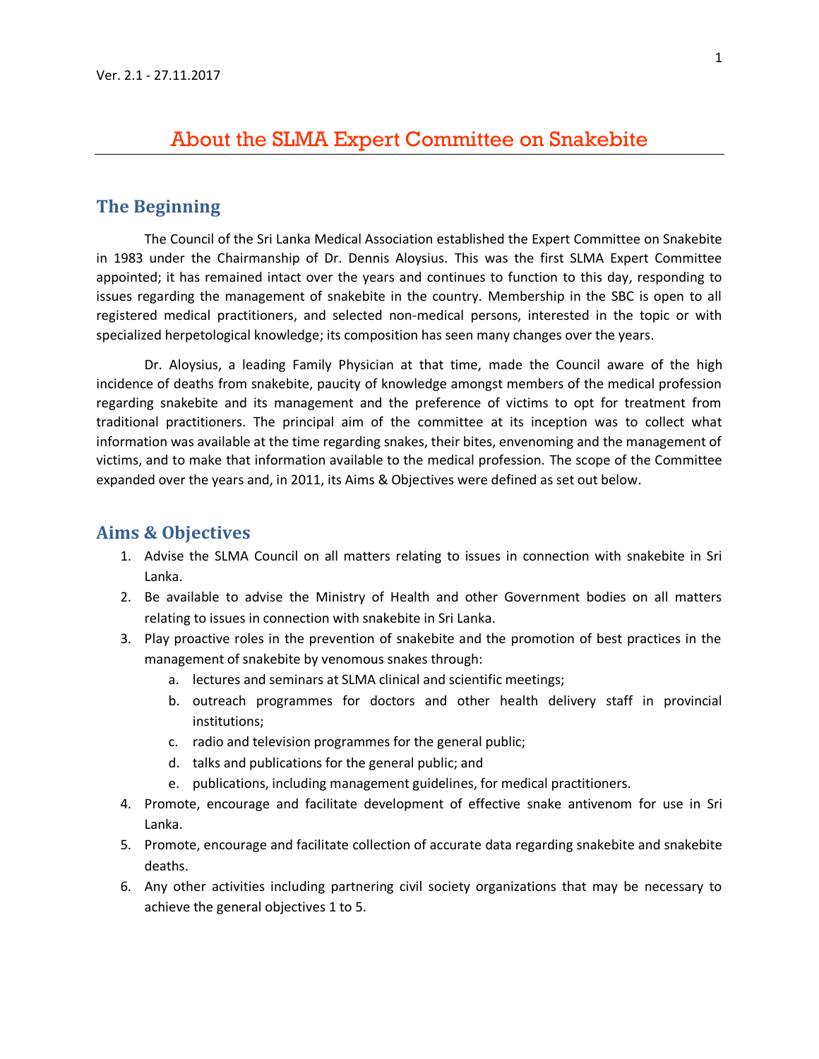Ver. 2.1 - 27.11.2017

# About the SLMA Expert Committee on Snakebite

## The Beginning

The Council of the Sri Lanka Medical Association established the Expert Committee on Snakebite in 1983 under the Chairmanship of Dr. Dennis Aloysius. This was the first SLMA Expert Committee appointed; it has remained intact over the years and continues to function to this day, responding to issues regarding the management of snakebite in the country. Membership in the SBC is open to all registered medical practitioners, and selected non-medical persons, interested in the topic or with specialized herpetological knowledge; its composition has seen many changes over the years.

Dr. Aloysius, a leading Family Physician at that time, made the Council aware of the high incidence of deaths from snakebite, paucity of knowledge amongst members of the medical profession regarding snakebite and its management and the preference of victims to opt for treatment from traditional practitioners. The principal aim of the committee at its inception was to collect what information was available at the time regarding snakes, their bites, envenoming and the management of victims, and to make that information available to the medical profession. The scope of the Committee expanded over the years and, in 2011, its Aims & Objectives were defined as set out below.

## Aims & Objectives

1. Advise the SLMA Council on all matters relating to issues in connection with snakebite in Sri Lanka.
2. Be available to advise the Ministry of Health and other Government bodies on all matters relating to issues in connection with snakebite in Sri Lanka.
3. Play proactive roles in the prevention of snakebite and the promotion of best practices in the management of snakebite by venomous snakes through:
   a. lectures and seminars at SLMA clinical and scientific meetings;
   b. outreach programmes for doctors and other health delivery staff in provincial institutions;
   c. radio and television programmes for the general public;
   d. talks and publications for the general public; and
   e. publications, including management guidelines, for medical practitioners.
4. Promote, encourage and facilitate development of effective snake antivenom for use in Sri Lanka.
5. Promote, encourage and facilitate collection of accurate data regarding snakebite and snakebite deaths.
6. Any other activities including partnering civil society organizations that may be necessary to achieve the general objectives 1 to 5.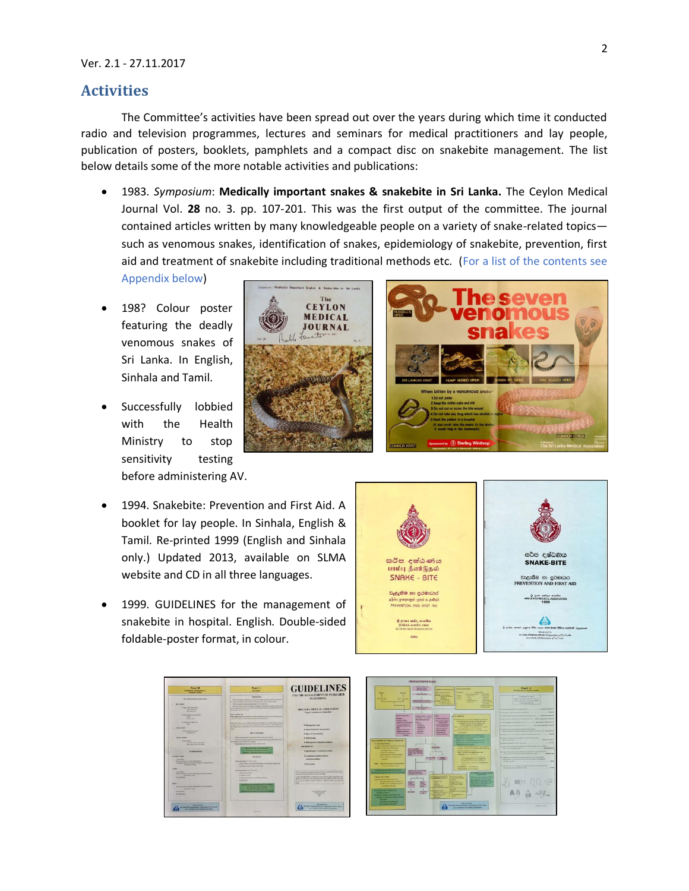Ver. 2.1 - 27.11.2017

## Activities

The Committee's activities have been spread out over the years during which time it conducted radio and television programmes, lectures and seminars for medical practitioners and lay people, publication of posters, booklets, pamphlets and a compact disc on snakebite management. The list below details some of the more notable activities and publications:

- 1983. *Symposium*: **Medically important snakes & snakebite in Sri Lanka.** The Ceylon Medical Journal Vol. **28** no. 3. pp. 107-201. This was the first output of the committee. The journal contained articles written by many knowledgeable people on a variety of snake-related topics—such as venomous snakes, identification of snakes, epidemiology of snakebite, prevention, first aid and treatment of snakebite including traditional methods etc. (For a list of the contents see Appendix below)
- 198? Colour poster featuring the deadly venomous snakes of Sri Lanka. In English, Sinhala and Tamil.
- Successfully lobbied with the Health Ministry to stop sensitivity testing before administering AV.
- 1994. Snakebite: Prevention and First Aid. A booklet for lay people. In Sinhala, English & Tamil. Re-printed 1999 (English and Sinhala only.) Updated 2013, available on SLMA website and CD in all three languages.
- 1999. GUIDELINES for the management of snakebite in hospital. English. Double-sided foldable-poster format, in colour.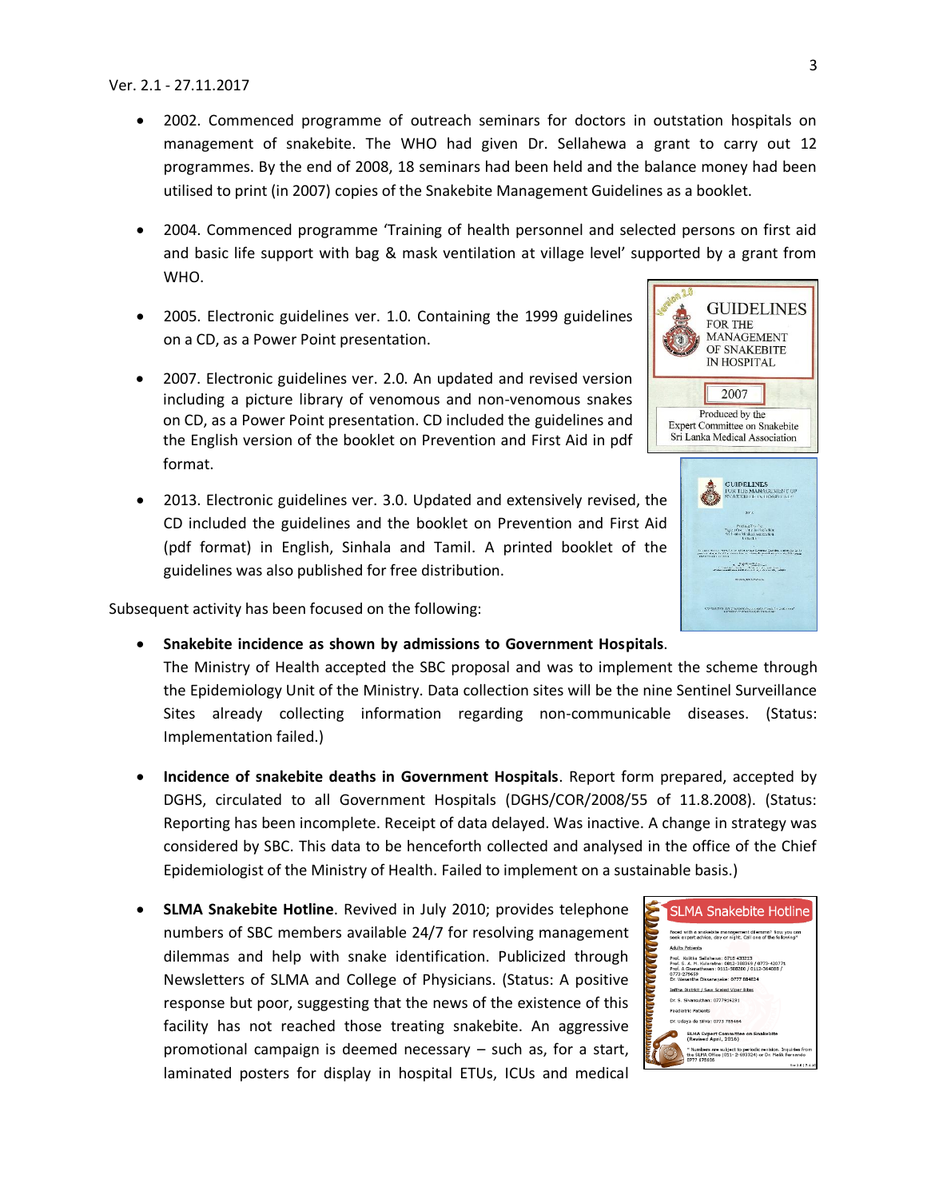Ver. 2.1 - 27.11.2017

- 2002. Commenced programme of outreach seminars for doctors in outstation hospitals on management of snakebite. The WHO had given Dr. Sellahewa a grant to carry out 12 programmes. By the end of 2008, 18 seminars had been held and the balance money had been utilised to print (in 2007) copies of the Snakebite Management Guidelines as a booklet.

- 2004. Commenced programme 'Training of health personnel and selected persons on first aid and basic life support with bag & mask ventilation at village level' supported by a grant from WHO.

- 2005. Electronic guidelines ver. 1.0. Containing the 1999 guidelines on a CD, as a Power Point presentation.

- 2007. Electronic guidelines ver. 2.0. An updated and revised version including a picture library of venomous and non-venomous snakes on CD, as a Power Point presentation. CD included the guidelines and the English version of the booklet on Prevention and First Aid in pdf format.

- 2013. Electronic guidelines ver. 3.0. Updated and extensively revised, the CD included the guidelines and the booklet on Prevention and First Aid (pdf format) in English, Sinhala and Tamil. A printed booklet of the guidelines was also published for free distribution.

Subsequent activity has been focused on the following:

- **Snakebite incidence as shown by admissions to Government Hospitals**. The Ministry of Health accepted the SBC proposal and was to implement the scheme through the Epidemiology Unit of the Ministry. Data collection sites will be the nine Sentinel Surveillance Sites already collecting information regarding non-communicable diseases. (Status: Implementation failed.)

- **Incidence of snakebite deaths in Government Hospitals**. Report form prepared, accepted by DGHS, circulated to all Government Hospitals (DGHS/COR/2008/55 of 11.8.2008). (Status: Reporting has been incomplete. Receipt of data delayed. Was inactive. A change in strategy was considered by SBC. This data to be henceforth collected and analysed in the office of the Chief Epidemiologist of the Ministry of Health. Failed to implement on a sustainable basis.)

- **SLMA Snakebite Hotline**. Revived in July 2010; provides telephone numbers of SBC members available 24/7 for resolving management dilemmas and help with snake identification. Publicized through Newsletters of SLMA and College of Physicians. (Status: A positive response but poor, suggesting that the news of the existence of this facility has not reached those treating snakebite. An aggressive promotional campaign is deemed necessary – such as, for a start, laminated posters for display in hospital ETUs, ICUs and medical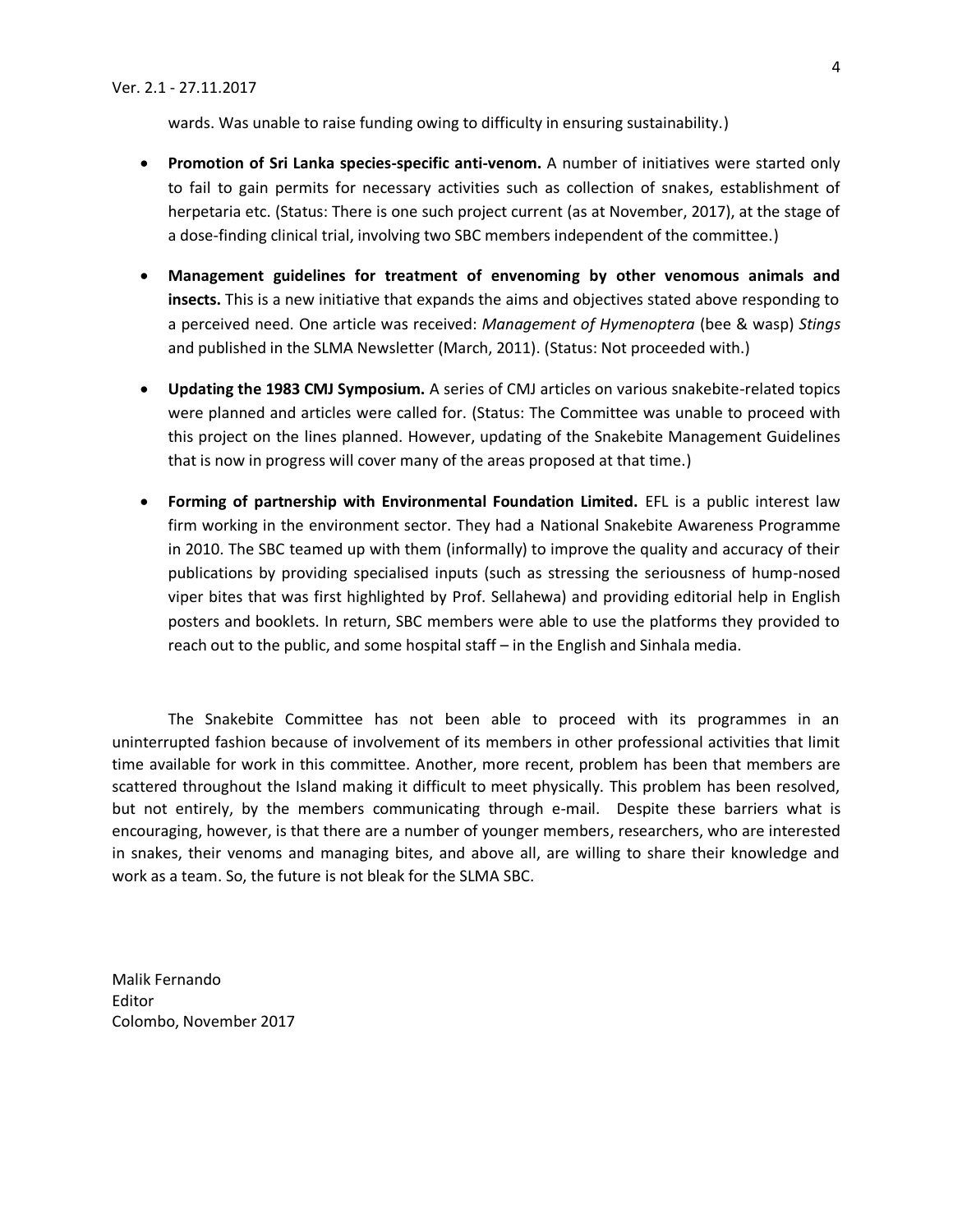wards. Was unable to raise funding owing to difficulty in ensuring sustainability.)

- **Promotion of Sri Lanka species-specific anti-venom.** A number of initiatives were started only to fail to gain permits for necessary activities such as collection of snakes, establishment of herpetaria etc. (Status: There is one such project current (as at November, 2017), at the stage of a dose-finding clinical trial, involving two SBC members independent of the committee.)

- **Management guidelines for treatment of envenoming by other venomous animals and insects.** This is a new initiative that expands the aims and objectives stated above responding to a perceived need. One article was received: *Management of Hymenoptera* (bee & wasp) *Stings* and published in the SLMA Newsletter (March, 2011). (Status: Not proceeded with.)

- **Updating the 1983 CMJ Symposium.** A series of CMJ articles on various snakebite-related topics were planned and articles were called for. (Status: The Committee was unable to proceed with this project on the lines planned. However, updating of the Snakebite Management Guidelines that is now in progress will cover many of the areas proposed at that time.)

- **Forming of partnership with Environmental Foundation Limited.** EFL is a public interest law firm working in the environment sector. They had a National Snakebite Awareness Programme in 2010. The SBC teamed up with them (informally) to improve the quality and accuracy of their publications by providing specialised inputs (such as stressing the seriousness of hump-nosed viper bites that was first highlighted by Prof. Sellahewa) and providing editorial help in English posters and booklets. In return, SBC members were able to use the platforms they provided to reach out to the public, and some hospital staff – in the English and Sinhala media.

The Snakebite Committee has not been able to proceed with its programmes in an uninterrupted fashion because of involvement of its members in other professional activities that limit time available for work in this committee. Another, more recent, problem has been that members are scattered throughout the Island making it difficult to meet physically. This problem has been resolved, but not entirely, by the members communicating through e-mail. Despite these barriers what is encouraging, however, is that there are a number of younger members, researchers, who are interested in snakes, their venoms and managing bites, and above all, are willing to share their knowledge and work as a team. So, the future is not bleak for the SLMA SBC.

Malik Fernando
Editor
Colombo, November 2017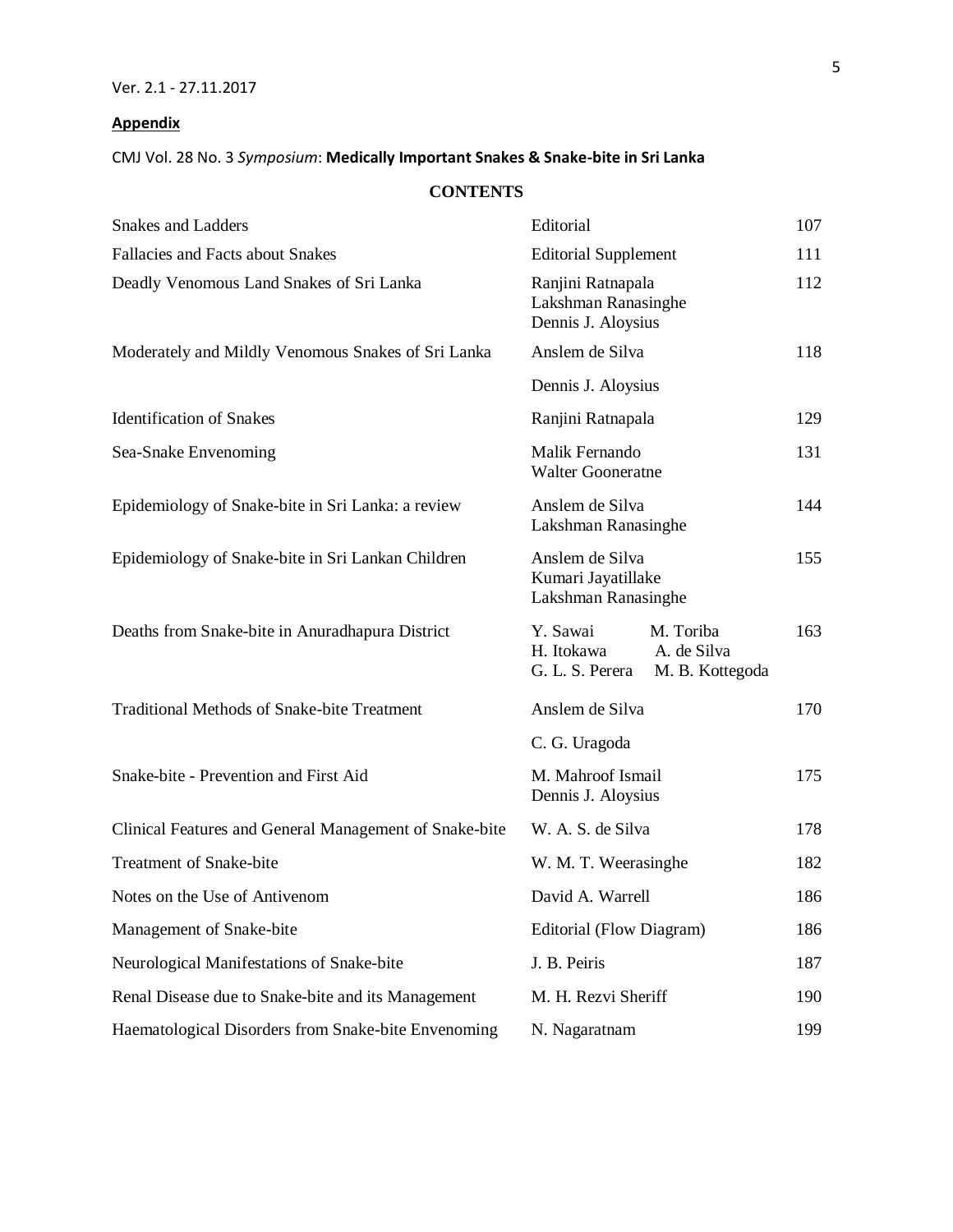Ver. 2.1 - 27.11.2017

**Appendix**

CMJ Vol. 28 No. 3 *Symposium*: **Medically Important Snakes & Snake-bite in Sri Lanka**

## CONTENTS

| | | |
|---|---|---|
| Snakes and Ladders | Editorial | 107 |
| Fallacies and Facts about Snakes | Editorial Supplement | 111 |
| Deadly Venomous Land Snakes of Sri Lanka | Ranjini Ratnapala<br>Lakshman Ranasinghe<br>Dennis J. Aloysius | 112 |
| Moderately and Mildly Venomous Snakes of Sri Lanka | Anslem de Silva<br>Dennis J. Aloysius | 118 |
| Identification of Snakes | Ranjini Ratnapala | 129 |
| Sea-Snake Envenoming | Malik Fernando<br>Walter Gooneratne | 131 |
| Epidemiology of Snake-bite in Sri Lanka: a review | Anslem de Silva<br>Lakshman Ranasinghe | 144 |
| Epidemiology of Snake-bite in Sri Lankan Children | Anslem de Silva<br>Kumari Jayatillake<br>Lakshman Ranasinghe | 155 |
| Deaths from Snake-bite in Anuradhapura District | Y. Sawai M. Toriba<br>H. Itokawa A. de Silva<br>G. L. S. Perera M. B. Kottegoda | 163 |
| Traditional Methods of Snake-bite Treatment | Anslem de Silva<br>C. G. Uragoda | 170 |
| Snake-bite - Prevention and First Aid | M. Mahroof Ismail<br>Dennis J. Aloysius | 175 |
| Clinical Features and General Management of Snake-bite | W. A. S. de Silva | 178 |
| Treatment of Snake-bite | W. M. T. Weerasinghe | 182 |
| Notes on the Use of Antivenom | David A. Warrell | 186 |
| Management of Snake-bite | Editorial (Flow Diagram) | 186 |
| Neurological Manifestations of Snake-bite | J. B. Peiris | 187 |
| Renal Disease due to Snake-bite and its Management | M. H. Rezvi Sheriff | 190 |
| Haematological Disorders from Snake-bite Envenoming | N. Nagaratnam | 199 |